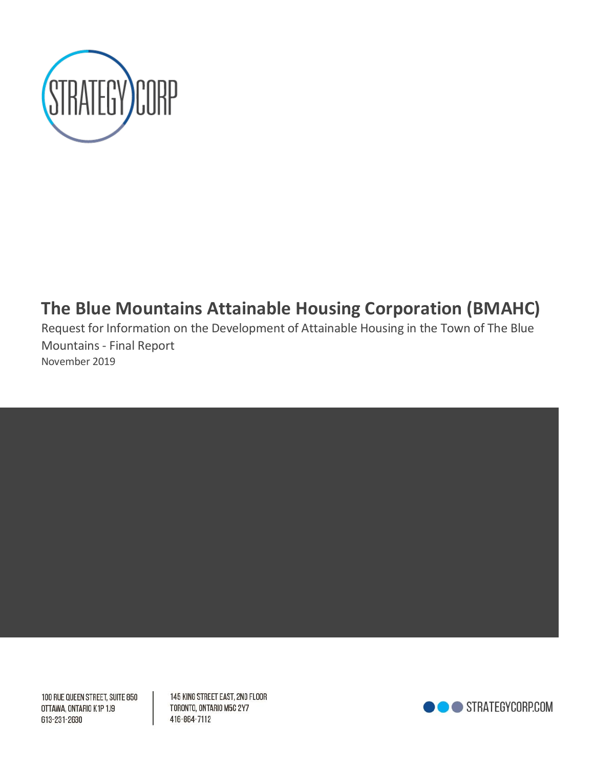# The Blue Mountains Attainable Housing Corporation (BMAHC)

Request for Information on the Development of Attainable Housing in the Town of The Blue Mountains - Final Report

November 2019

100 RUE QUEEN STREET, SUITE 850
OTTAWA, ONTARIO K1P 1J9
613-231-2630

145 KING STREET EAST, 2ND FLOOR
TORONTO, ONTARIO M5C 2Y7
416-864-7112

STRATEGYCORP.COM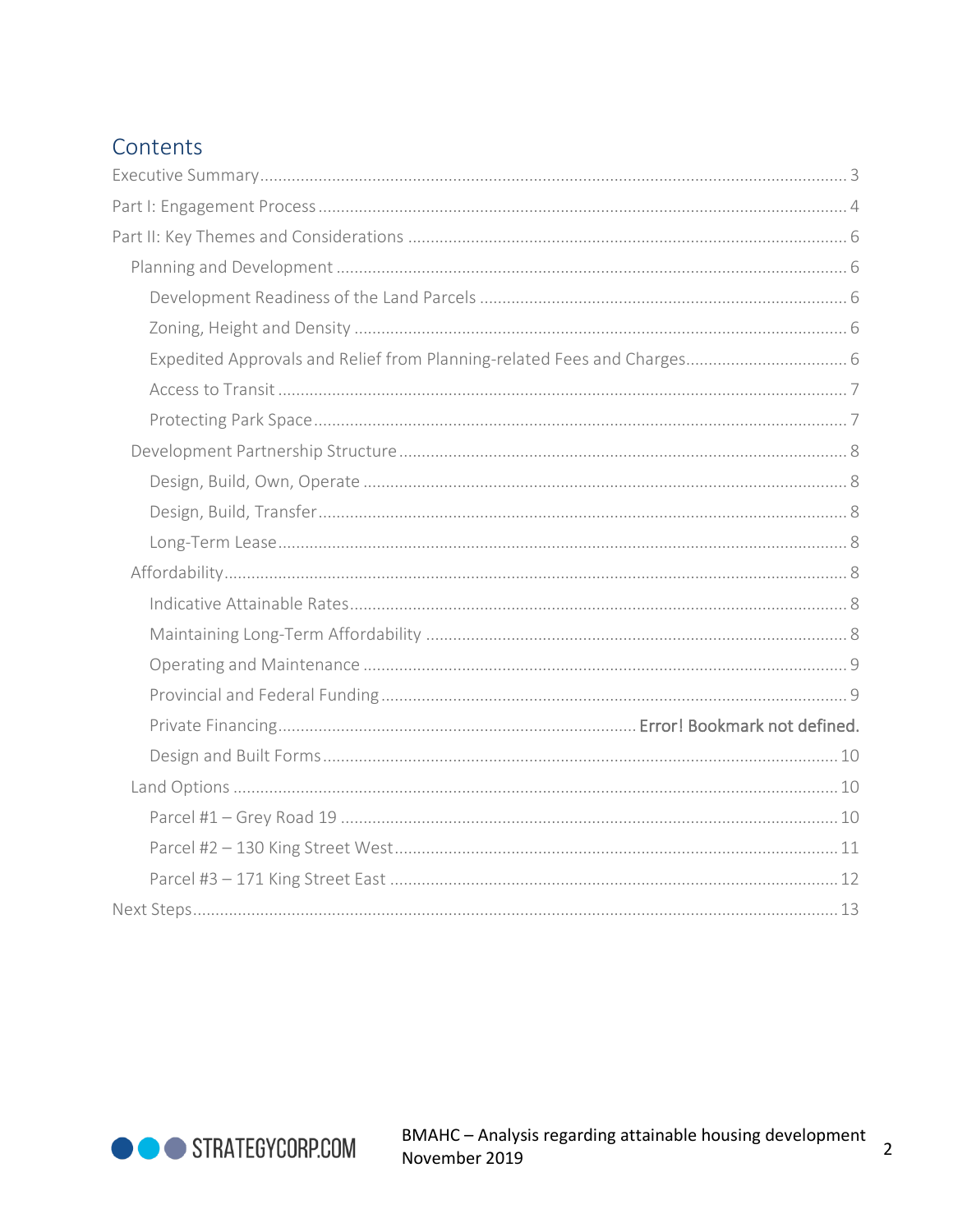## Contents

- Executive Summary ........ 3
- Part I: Engagement Process ........ 4
- Part II: Key Themes and Considerations ........ 6
  - Planning and Development ........ 6
    - Development Readiness of the Land Parcels ........ 6
    - Zoning, Height and Density ........ 6
    - Expedited Approvals and Relief from Planning-related Fees and Charges ........ 6
    - Access to Transit ........ 7
    - Protecting Park Space ........ 7
  - Development Partnership Structure ........ 8
    - Design, Build, Own, Operate ........ 8
    - Design, Build, Transfer ........ 8
    - Long-Term Lease ........ 8
  - Affordability ........ 8
    - Indicative Attainable Rates ........ 8
    - Maintaining Long-Term Affordability ........ 8
    - Operating and Maintenance ........ 9
    - Provincial and Federal Funding ........ 9
    - Private Financing ........ **Error! Bookmark not defined.**
    - Design and Built Forms ........ 10
  - Land Options ........ 10
    - Parcel #1 – Grey Road 19 ........ 10
    - Parcel #2 – 130 King Street West ........ 11
    - Parcel #3 – 171 King Street East ........ 12
- Next Steps ........ 13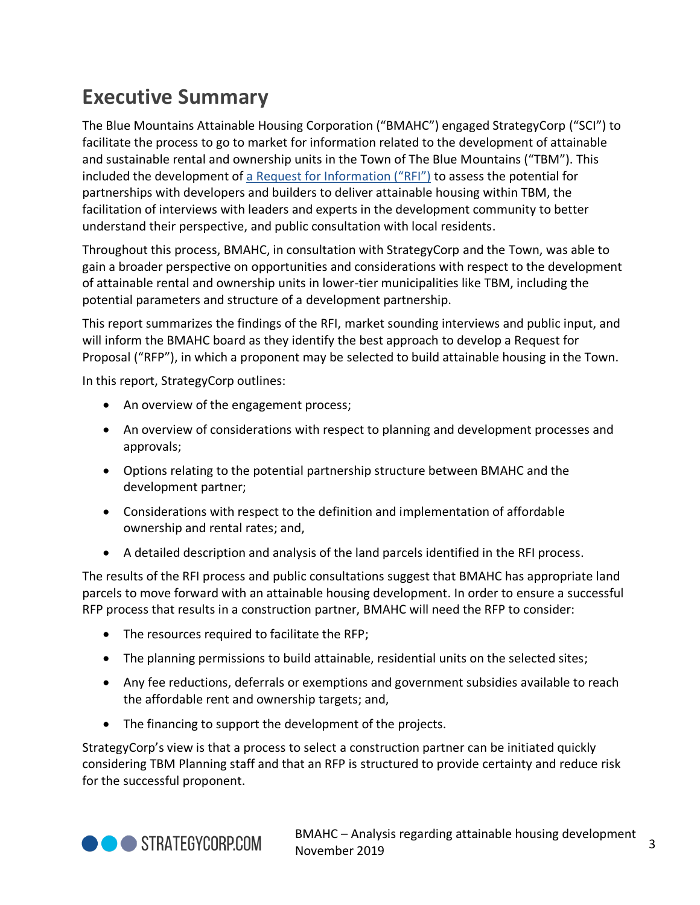# Executive Summary

The Blue Mountains Attainable Housing Corporation ("BMAHC") engaged StrategyCorp ("SCI") to facilitate the process to go to market for information related to the development of attainable and sustainable rental and ownership units in the Town of The Blue Mountains ("TBM"). This included the development of a Request for Information ("RFI") to assess the potential for partnerships with developers and builders to deliver attainable housing within TBM, the facilitation of interviews with leaders and experts in the development community to better understand their perspective, and public consultation with local residents.

Throughout this process, BMAHC, in consultation with StrategyCorp and the Town, was able to gain a broader perspective on opportunities and considerations with respect to the development of attainable rental and ownership units in lower-tier municipalities like TBM, including the potential parameters and structure of a development partnership.

This report summarizes the findings of the RFI, market sounding interviews and public input, and will inform the BMAHC board as they identify the best approach to develop a Request for Proposal ("RFP"), in which a proponent may be selected to build attainable housing in the Town.

In this report, StrategyCorp outlines:

- An overview of the engagement process;
- An overview of considerations with respect to planning and development processes and approvals;
- Options relating to the potential partnership structure between BMAHC and the development partner;
- Considerations with respect to the definition and implementation of affordable ownership and rental rates; and,
- A detailed description and analysis of the land parcels identified in the RFI process.

The results of the RFI process and public consultations suggest that BMAHC has appropriate land parcels to move forward with an attainable housing development. In order to ensure a successful RFP process that results in a construction partner, BMAHC will need the RFP to consider:

- The resources required to facilitate the RFP;
- The planning permissions to build attainable, residential units on the selected sites;
- Any fee reductions, deferrals or exemptions and government subsidies available to reach the affordable rent and ownership targets; and,
- The financing to support the development of the projects.

StrategyCorp's view is that a process to select a construction partner can be initiated quickly considering TBM Planning staff and that an RFP is structured to provide certainty and reduce risk for the successful proponent.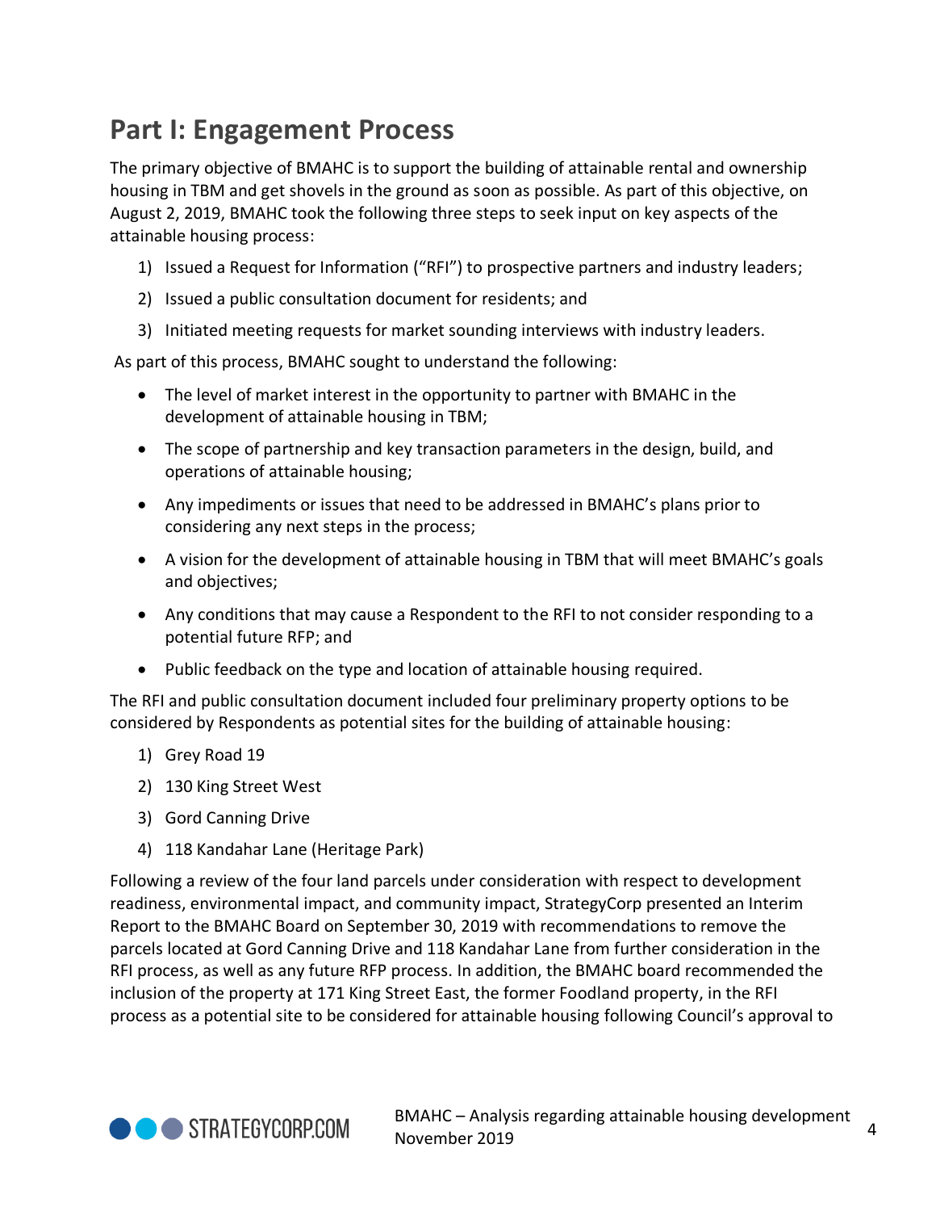## Part I: Engagement Process

The primary objective of BMAHC is to support the building of attainable rental and ownership housing in TBM and get shovels in the ground as soon as possible. As part of this objective, on August 2, 2019, BMAHC took the following three steps to seek input on key aspects of the attainable housing process:

1) Issued a Request for Information ("RFI") to prospective partners and industry leaders;
2) Issued a public consultation document for residents; and
3) Initiated meeting requests for market sounding interviews with industry leaders.

As part of this process, BMAHC sought to understand the following:

- The level of market interest in the opportunity to partner with BMAHC in the development of attainable housing in TBM;
- The scope of partnership and key transaction parameters in the design, build, and operations of attainable housing;
- Any impediments or issues that need to be addressed in BMAHC's plans prior to considering any next steps in the process;
- A vision for the development of attainable housing in TBM that will meet BMAHC's goals and objectives;
- Any conditions that may cause a Respondent to the RFI to not consider responding to a potential future RFP; and
- Public feedback on the type and location of attainable housing required.

The RFI and public consultation document included four preliminary property options to be considered by Respondents as potential sites for the building of attainable housing:

1) Grey Road 19
2) 130 King Street West
3) Gord Canning Drive
4) 118 Kandahar Lane (Heritage Park)

Following a review of the four land parcels under consideration with respect to development readiness, environmental impact, and community impact, StrategyCorp presented an Interim Report to the BMAHC Board on September 30, 2019 with recommendations to remove the parcels located at Gord Canning Drive and 118 Kandahar Lane from further consideration in the RFI process, as well as any future RFP process. In addition, the BMAHC board recommended the inclusion of the property at 171 King Street East, the former Foodland property, in the RFI process as a potential site to be considered for attainable housing following Council's approval to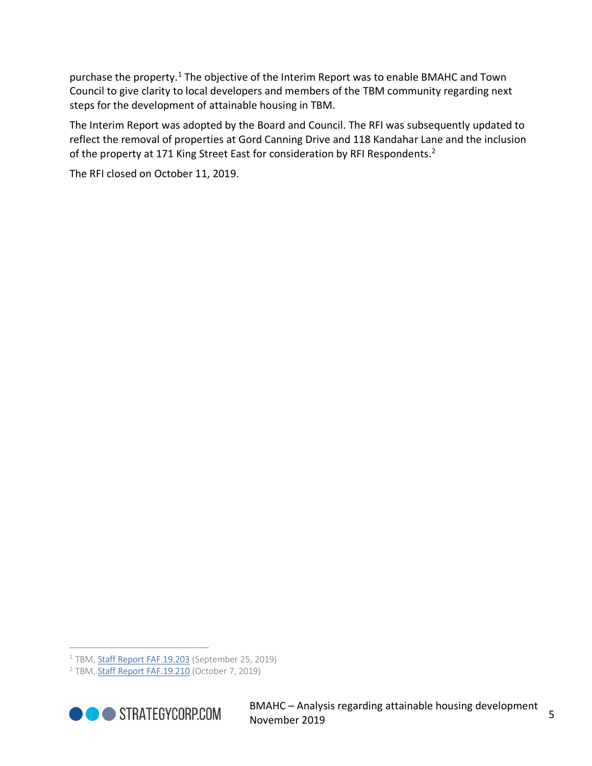purchase the property.[1] The objective of the Interim Report was to enable BMAHC and Town Council to give clarity to local developers and members of the TBM community regarding next steps for the development of attainable housing in TBM.

The Interim Report was adopted by the Board and Council. The RFI was subsequently updated to reflect the removal of properties at Gord Canning Drive and 118 Kandahar Lane and the inclusion of the property at 171 King Street East for consideration by RFI Respondents.[2]

The RFI closed on October 11, 2019.

---

[1] TBM, Staff Report FAF.19.203 (September 25, 2019)

[2] TBM, Staff Report FAF.19.210 (October 7, 2019)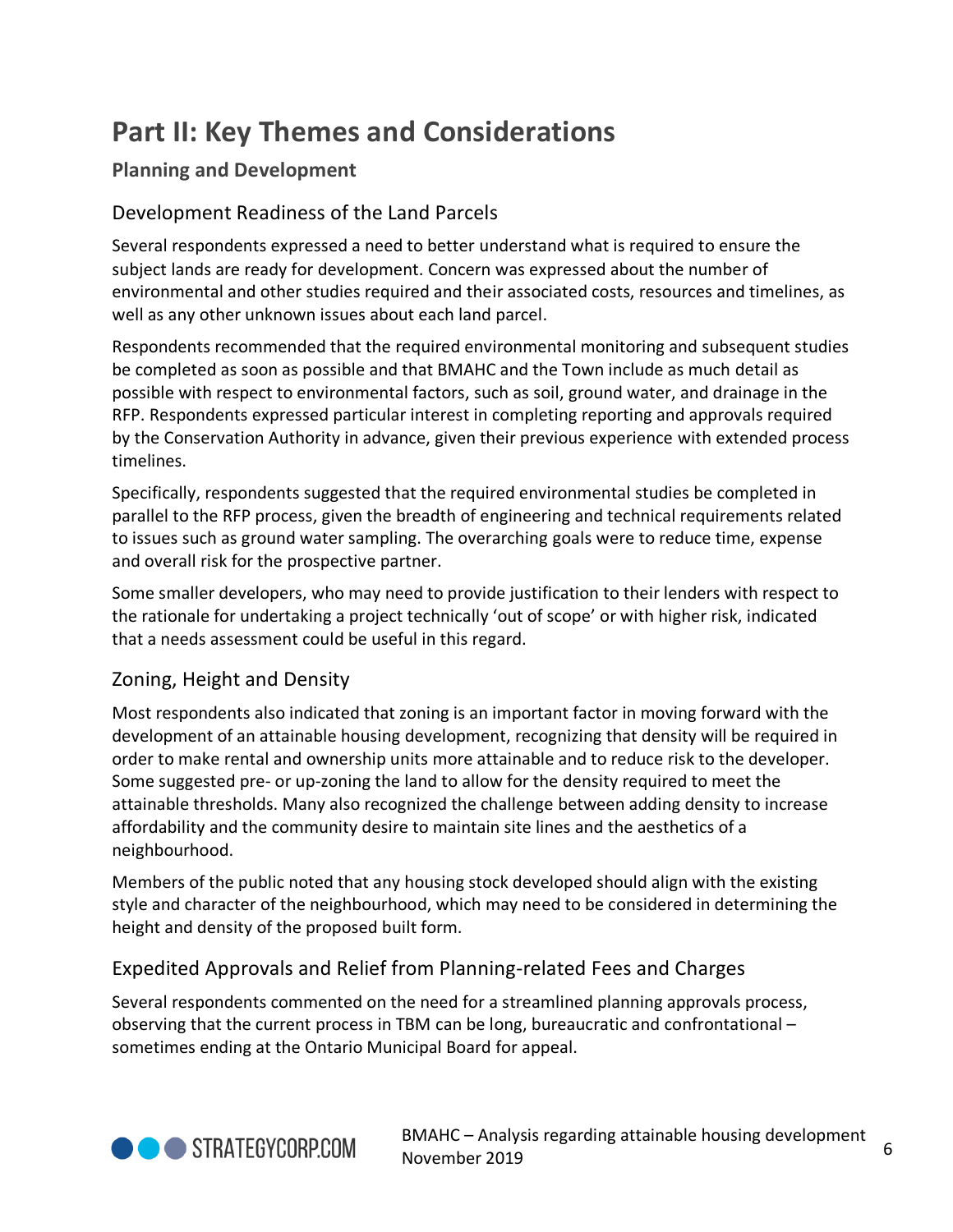# Part II: Key Themes and Considerations

## Planning and Development

### Development Readiness of the Land Parcels

Several respondents expressed a need to better understand what is required to ensure the subject lands are ready for development. Concern was expressed about the number of environmental and other studies required and their associated costs, resources and timelines, as well as any other unknown issues about each land parcel.

Respondents recommended that the required environmental monitoring and subsequent studies be completed as soon as possible and that BMAHC and the Town include as much detail as possible with respect to environmental factors, such as soil, ground water, and drainage in the RFP. Respondents expressed particular interest in completing reporting and approvals required by the Conservation Authority in advance, given their previous experience with extended process timelines.

Specifically, respondents suggested that the required environmental studies be completed in parallel to the RFP process, given the breadth of engineering and technical requirements related to issues such as ground water sampling. The overarching goals were to reduce time, expense and overall risk for the prospective partner.

Some smaller developers, who may need to provide justification to their lenders with respect to the rationale for undertaking a project technically 'out of scope' or with higher risk, indicated that a needs assessment could be useful in this regard.

### Zoning, Height and Density

Most respondents also indicated that zoning is an important factor in moving forward with the development of an attainable housing development, recognizing that density will be required in order to make rental and ownership units more attainable and to reduce risk to the developer. Some suggested pre- or up-zoning the land to allow for the density required to meet the attainable thresholds. Many also recognized the challenge between adding density to increase affordability and the community desire to maintain site lines and the aesthetics of a neighbourhood.

Members of the public noted that any housing stock developed should align with the existing style and character of the neighbourhood, which may need to be considered in determining the height and density of the proposed built form.

### Expedited Approvals and Relief from Planning-related Fees and Charges

Several respondents commented on the need for a streamlined planning approvals process, observing that the current process in TBM can be long, bureaucratic and confrontational – sometimes ending at the Ontario Municipal Board for appeal.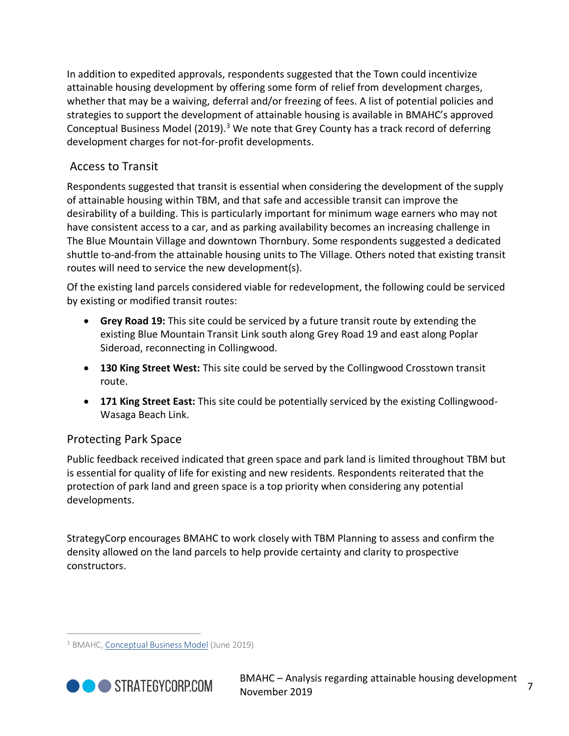In addition to expedited approvals, respondents suggested that the Town could incentivize attainable housing development by offering some form of relief from development charges, whether that may be a waiving, deferral and/or freezing of fees. A list of potential policies and strategies to support the development of attainable housing is available in BMAHC's approved Conceptual Business Model (2019).[3] We note that Grey County has a track record of deferring development charges for not-for-profit developments.

### Access to Transit

Respondents suggested that transit is essential when considering the development of the supply of attainable housing within TBM, and that safe and accessible transit can improve the desirability of a building. This is particularly important for minimum wage earners who may not have consistent access to a car, and as parking availability becomes an increasing challenge in The Blue Mountain Village and downtown Thornbury. Some respondents suggested a dedicated shuttle to-and-from the attainable housing units to The Village. Others noted that existing transit routes will need to service the new development(s).

Of the existing land parcels considered viable for redevelopment, the following could be serviced by existing or modified transit routes:

- **Grey Road 19:** This site could be serviced by a future transit route by extending the existing Blue Mountain Transit Link south along Grey Road 19 and east along Poplar Sideroad, reconnecting in Collingwood.
- **130 King Street West:** This site could be served by the Collingwood Crosstown transit route.
- **171 King Street East:** This site could be potentially serviced by the existing Collingwood-Wasaga Beach Link.

### Protecting Park Space

Public feedback received indicated that green space and park land is limited throughout TBM but is essential for quality of life for existing and new residents. Respondents reiterated that the protection of park land and green space is a top priority when considering any potential developments.

StrategyCorp encourages BMAHC to work closely with TBM Planning to assess and confirm the density allowed on the land parcels to help provide certainty and clarity to prospective constructors.

---

[3] BMAHC, Conceptual Business Model (June 2019)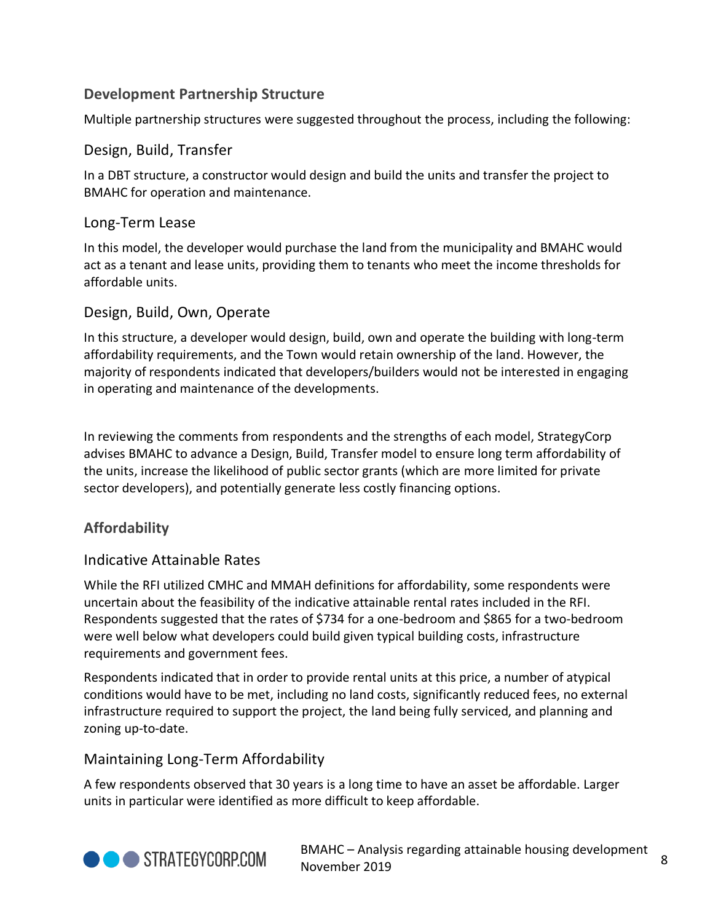## Development Partnership Structure

Multiple partnership structures were suggested throughout the process, including the following:

### Design, Build, Transfer

In a DBT structure, a constructor would design and build the units and transfer the project to BMAHC for operation and maintenance.

### Long-Term Lease

In this model, the developer would purchase the land from the municipality and BMAHC would act as a tenant and lease units, providing them to tenants who meet the income thresholds for affordable units.

### Design, Build, Own, Operate

In this structure, a developer would design, build, own and operate the building with long-term affordability requirements, and the Town would retain ownership of the land. However, the majority of respondents indicated that developers/builders would not be interested in engaging in operating and maintenance of the developments.

In reviewing the comments from respondents and the strengths of each model, StrategyCorp advises BMAHC to advance a Design, Build, Transfer model to ensure long term affordability of the units, increase the likelihood of public sector grants (which are more limited for private sector developers), and potentially generate less costly financing options.

## Affordability

### Indicative Attainable Rates

While the RFI utilized CMHC and MMAH definitions for affordability, some respondents were uncertain about the feasibility of the indicative attainable rental rates included in the RFI. Respondents suggested that the rates of $734 for a one-bedroom and $865 for a two-bedroom were well below what developers could build given typical building costs, infrastructure requirements and government fees.

Respondents indicated that in order to provide rental units at this price, a number of atypical conditions would have to be met, including no land costs, significantly reduced fees, no external infrastructure required to support the project, the land being fully serviced, and planning and zoning up-to-date.

### Maintaining Long-Term Affordability

A few respondents observed that 30 years is a long time to have an asset be affordable. Larger units in particular were identified as more difficult to keep affordable.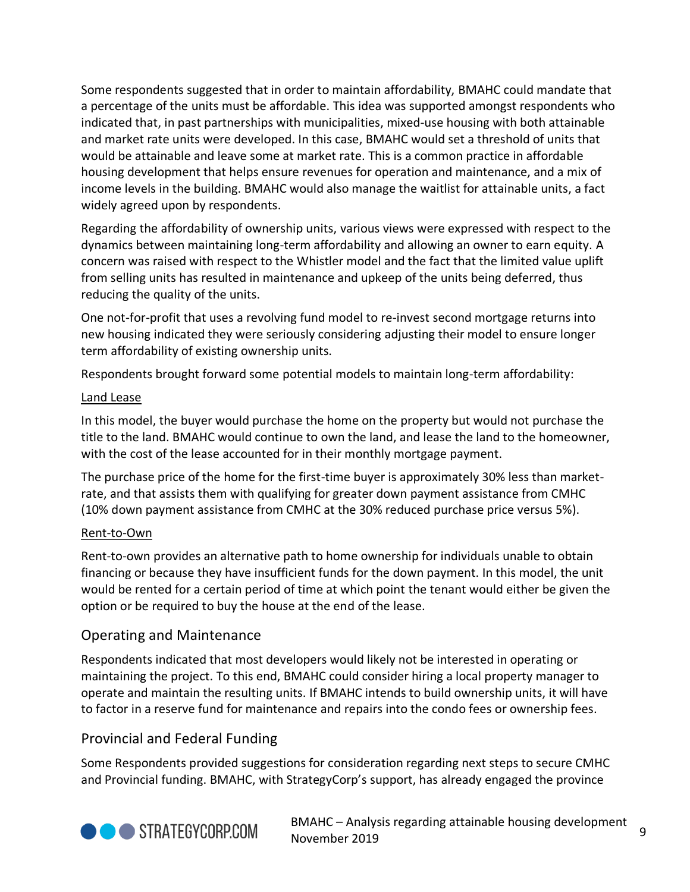Some respondents suggested that in order to maintain affordability, BMAHC could mandate that a percentage of the units must be affordable. This idea was supported amongst respondents who indicated that, in past partnerships with municipalities, mixed-use housing with both attainable and market rate units were developed. In this case, BMAHC would set a threshold of units that would be attainable and leave some at market rate. This is a common practice in affordable housing development that helps ensure revenues for operation and maintenance, and a mix of income levels in the building. BMAHC would also manage the waitlist for attainable units, a fact widely agreed upon by respondents.

Regarding the affordability of ownership units, various views were expressed with respect to the dynamics between maintaining long-term affordability and allowing an owner to earn equity. A concern was raised with respect to the Whistler model and the fact that the limited value uplift from selling units has resulted in maintenance and upkeep of the units being deferred, thus reducing the quality of the units.

One not-for-profit that uses a revolving fund model to re-invest second mortgage returns into new housing indicated they were seriously considering adjusting their model to ensure longer term affordability of existing ownership units.

Respondents brought forward some potential models to maintain long-term affordability:

<u>Land Lease</u>

In this model, the buyer would purchase the home on the property but would not purchase the title to the land. BMAHC would continue to own the land, and lease the land to the homeowner, with the cost of the lease accounted for in their monthly mortgage payment.

The purchase price of the home for the first-time buyer is approximately 30% less than market-rate, and that assists them with qualifying for greater down payment assistance from CMHC (10% down payment assistance from CMHC at the 30% reduced purchase price versus 5%).

<u>Rent-to-Own</u>

Rent-to-own provides an alternative path to home ownership for individuals unable to obtain financing or because they have insufficient funds for the down payment. In this model, the unit would be rented for a certain period of time at which point the tenant would either be given the option or be required to buy the house at the end of the lease.

## Operating and Maintenance

Respondents indicated that most developers would likely not be interested in operating or maintaining the project. To this end, BMAHC could consider hiring a local property manager to operate and maintain the resulting units. If BMAHC intends to build ownership units, it will have to factor in a reserve fund for maintenance and repairs into the condo fees or ownership fees.

## Provincial and Federal Funding

Some Respondents provided suggestions for consideration regarding next steps to secure CMHC and Provincial funding. BMAHC, with StrategyCorp's support, has already engaged the province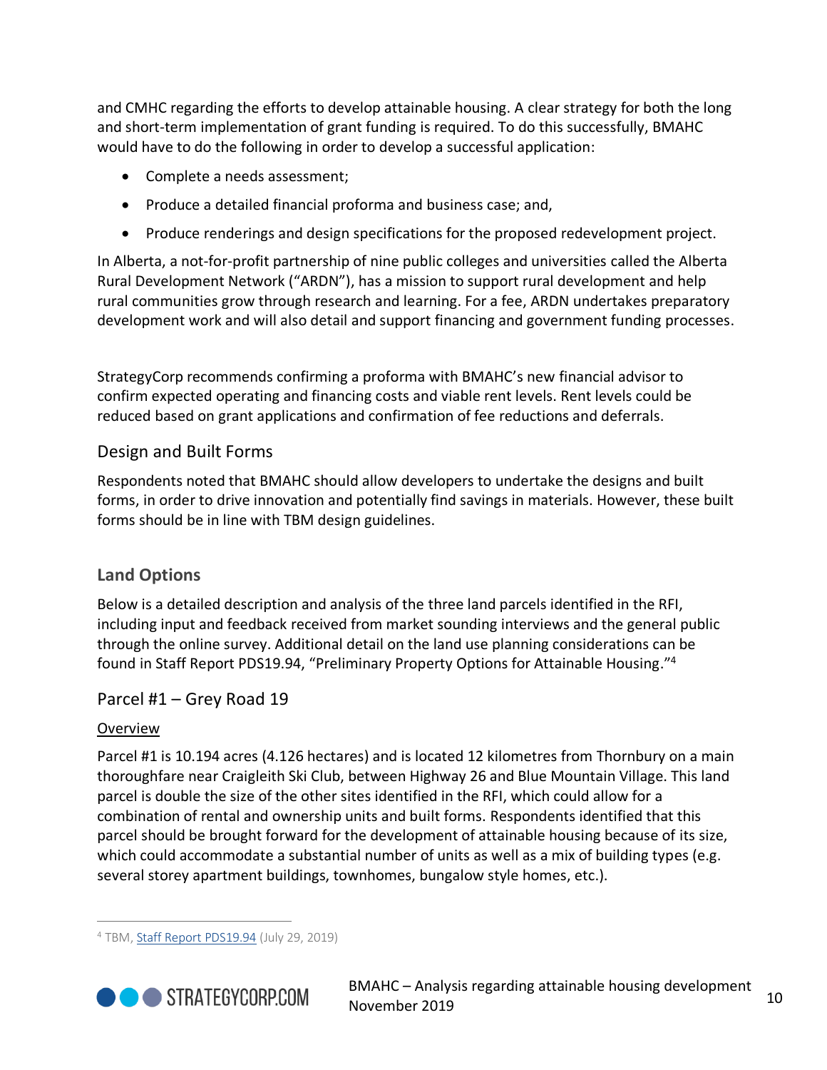and CMHC regarding the efforts to develop attainable housing. A clear strategy for both the long and short-term implementation of grant funding is required. To do this successfully, BMAHC would have to do the following in order to develop a successful application:

- Complete a needs assessment;
- Produce a detailed financial proforma and business case; and,
- Produce renderings and design specifications for the proposed redevelopment project.

In Alberta, a not-for-profit partnership of nine public colleges and universities called the Alberta Rural Development Network ("ARDN"), has a mission to support rural development and help rural communities grow through research and learning. For a fee, ARDN undertakes preparatory development work and will also detail and support financing and government funding processes.

StrategyCorp recommends confirming a proforma with BMAHC's new financial advisor to confirm expected operating and financing costs and viable rent levels. Rent levels could be reduced based on grant applications and confirmation of fee reductions and deferrals.

### Design and Built Forms

Respondents noted that BMAHC should allow developers to undertake the designs and built forms, in order to drive innovation and potentially find savings in materials. However, these built forms should be in line with TBM design guidelines.

## Land Options

Below is a detailed description and analysis of the three land parcels identified in the RFI, including input and feedback received from market sounding interviews and the general public through the online survey. Additional detail on the land use planning considerations can be found in Staff Report PDS19.94, "Preliminary Property Options for Attainable Housing."[4]

### Parcel #1 – Grey Road 19

Overview

Parcel #1 is 10.194 acres (4.126 hectares) and is located 12 kilometres from Thornbury on a main thoroughfare near Craigleith Ski Club, between Highway 26 and Blue Mountain Village. This land parcel is double the size of the other sites identified in the RFI, which could allow for a combination of rental and ownership units and built forms. Respondents identified that this parcel should be brought forward for the development of attainable housing because of its size, which could accommodate a substantial number of units as well as a mix of building types (e.g. several storey apartment buildings, townhomes, bungalow style homes, etc.).

[4] TBM, Staff Report PDS19.94 (July 29, 2019)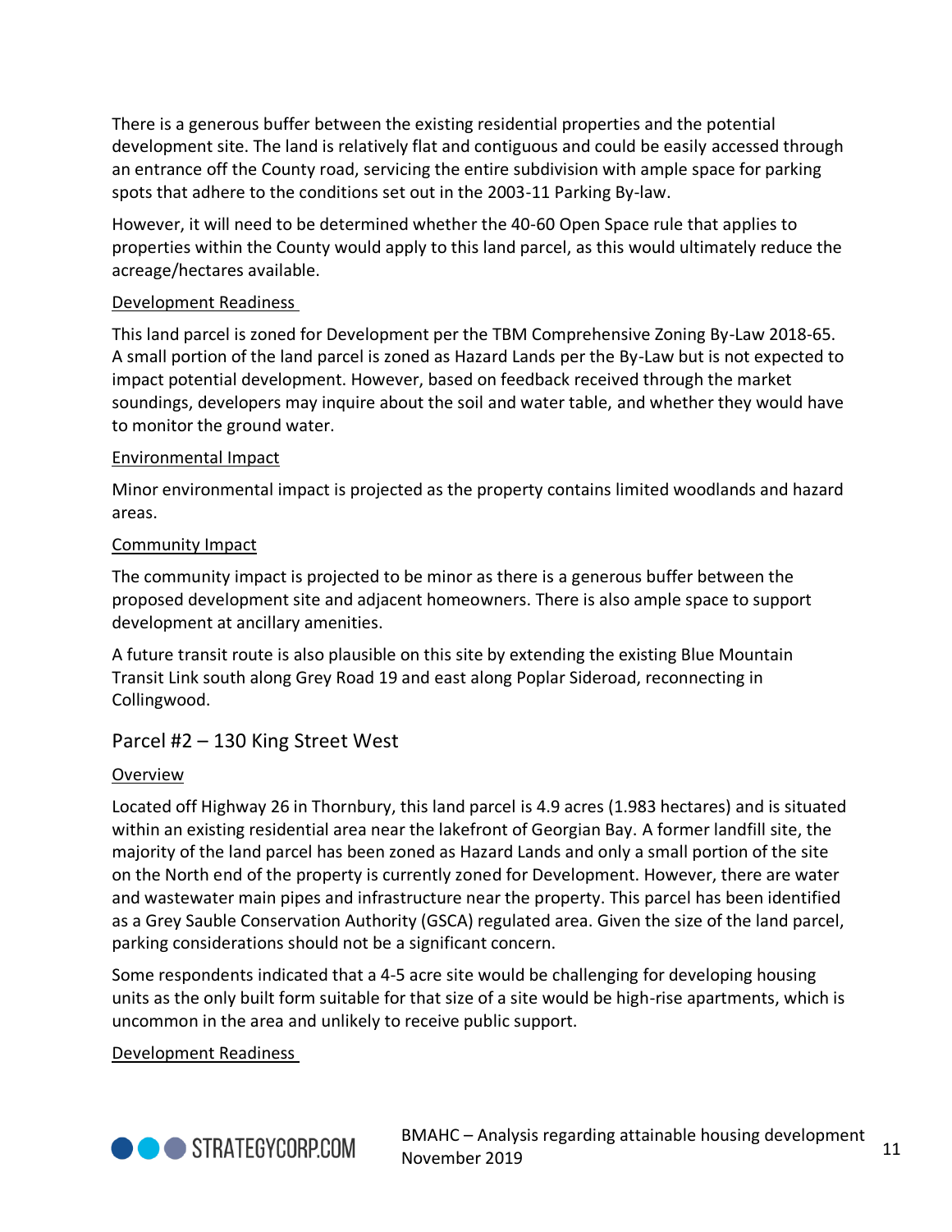There is a generous buffer between the existing residential properties and the potential development site. The land is relatively flat and contiguous and could be easily accessed through an entrance off the County road, servicing the entire subdivision with ample space for parking spots that adhere to the conditions set out in the 2003-11 Parking By-law.

However, it will need to be determined whether the 40-60 Open Space rule that applies to properties within the County would apply to this land parcel, as this would ultimately reduce the acreage/hectares available.

<u>Development Readiness</u>

This land parcel is zoned for Development per the TBM Comprehensive Zoning By-Law 2018-65. A small portion of the land parcel is zoned as Hazard Lands per the By-Law but is not expected to impact potential development. However, based on feedback received through the market soundings, developers may inquire about the soil and water table, and whether they would have to monitor the ground water.

<u>Environmental Impact</u>

Minor environmental impact is projected as the property contains limited woodlands and hazard areas.

<u>Community Impact</u>

The community impact is projected to be minor as there is a generous buffer between the proposed development site and adjacent homeowners. There is also ample space to support development at ancillary amenities.

A future transit route is also plausible on this site by extending the existing Blue Mountain Transit Link south along Grey Road 19 and east along Poplar Sideroad, reconnecting in Collingwood.

### Parcel #2 – 130 King Street West

<u>Overview</u>

Located off Highway 26 in Thornbury, this land parcel is 4.9 acres (1.983 hectares) and is situated within an existing residential area near the lakefront of Georgian Bay. A former landfill site, the majority of the land parcel has been zoned as Hazard Lands and only a small portion of the site on the North end of the property is currently zoned for Development. However, there are water and wastewater main pipes and infrastructure near the property. This parcel has been identified as a Grey Sauble Conservation Authority (GSCA) regulated area. Given the size of the land parcel, parking considerations should not be a significant concern.

Some respondents indicated that a 4-5 acre site would be challenging for developing housing units as the only built form suitable for that size of a site would be high-rise apartments, which is uncommon in the area and unlikely to receive public support.

<u>Development Readiness</u>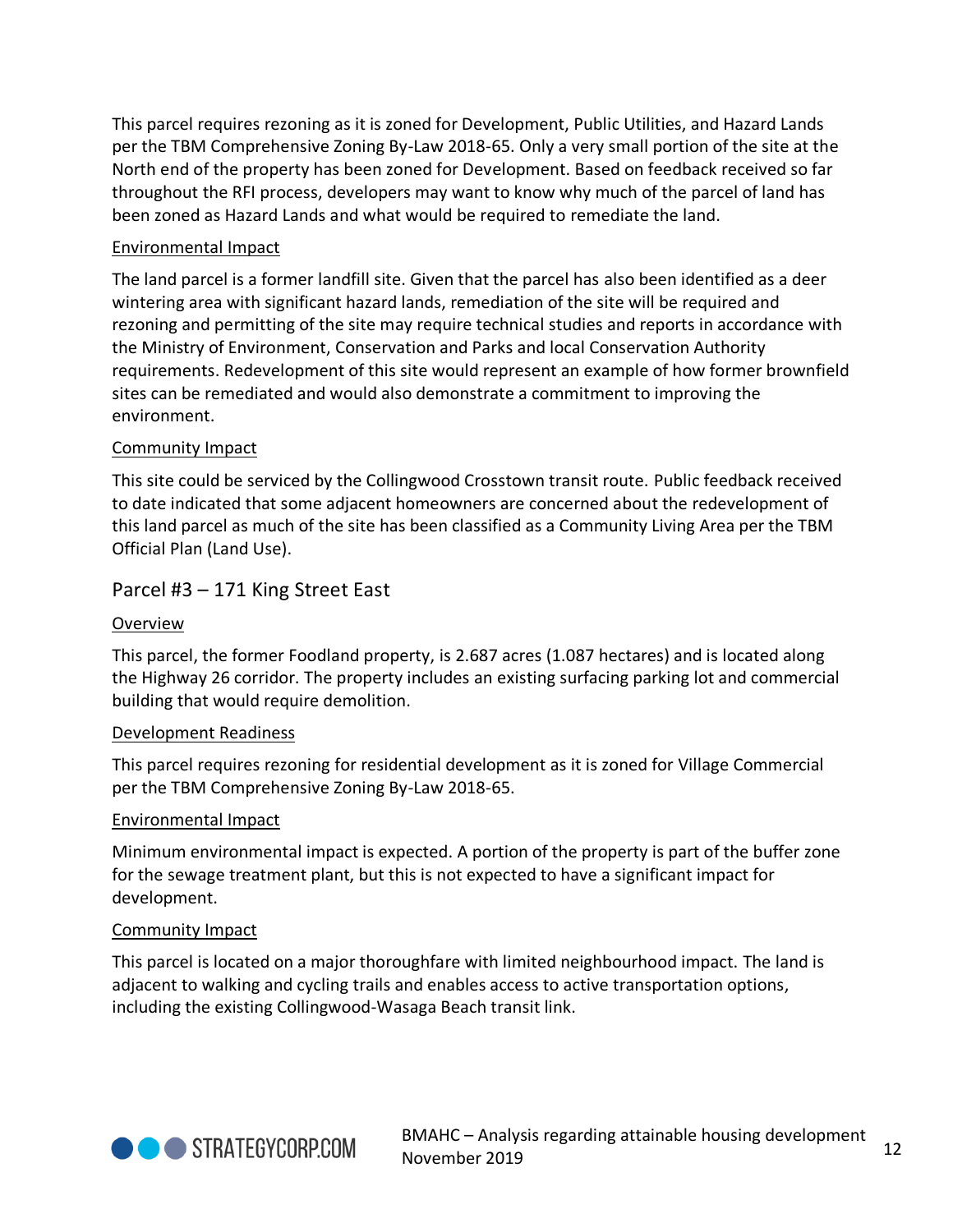This parcel requires rezoning as it is zoned for Development, Public Utilities, and Hazard Lands per the TBM Comprehensive Zoning By-Law 2018-65. Only a very small portion of the site at the North end of the property has been zoned for Development. Based on feedback received so far throughout the RFI process, developers may want to know why much of the parcel of land has been zoned as Hazard Lands and what would be required to remediate the land.

#### Environmental Impact

The land parcel is a former landfill site. Given that the parcel has also been identified as a deer wintering area with significant hazard lands, remediation of the site will be required and rezoning and permitting of the site may require technical studies and reports in accordance with the Ministry of Environment, Conservation and Parks and local Conservation Authority requirements. Redevelopment of this site would represent an example of how former brownfield sites can be remediated and would also demonstrate a commitment to improving the environment.

#### Community Impact

This site could be serviced by the Collingwood Crosstown transit route. Public feedback received to date indicated that some adjacent homeowners are concerned about the redevelopment of this land parcel as much of the site has been classified as a Community Living Area per the TBM Official Plan (Land Use).

### Parcel #3 – 171 King Street East

#### Overview

This parcel, the former Foodland property, is 2.687 acres (1.087 hectares) and is located along the Highway 26 corridor. The property includes an existing surfacing parking lot and commercial building that would require demolition.

#### Development Readiness

This parcel requires rezoning for residential development as it is zoned for Village Commercial per the TBM Comprehensive Zoning By-Law 2018-65.

#### Environmental Impact

Minimum environmental impact is expected. A portion of the property is part of the buffer zone for the sewage treatment plant, but this is not expected to have a significant impact for development.

#### Community Impact

This parcel is located on a major thoroughfare with limited neighbourhood impact. The land is adjacent to walking and cycling trails and enables access to active transportation options, including the existing Collingwood-Wasaga Beach transit link.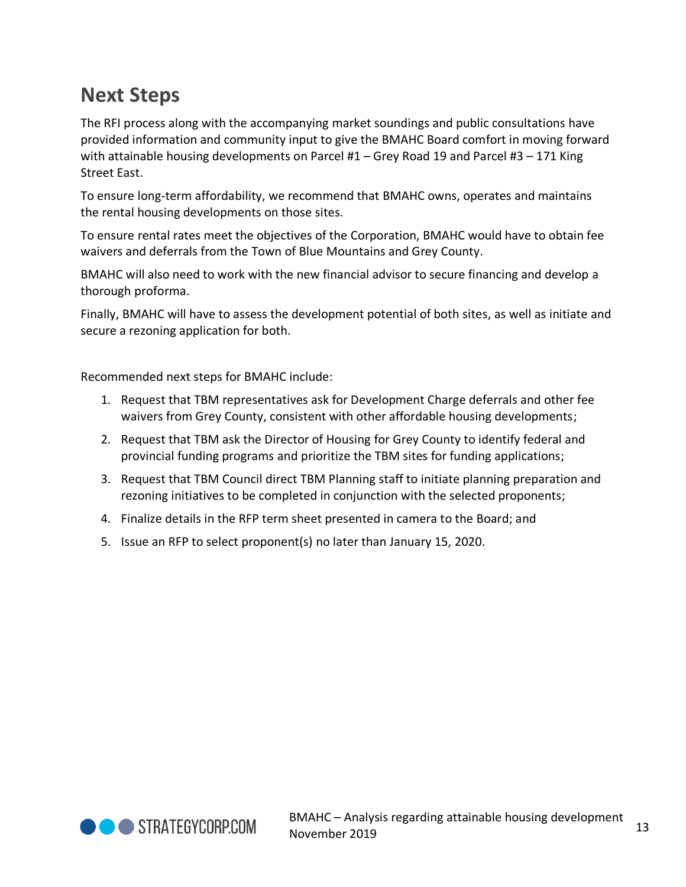## Next Steps

The RFI process along with the accompanying market soundings and public consultations have provided information and community input to give the BMAHC Board comfort in moving forward with attainable housing developments on Parcel #1 – Grey Road 19 and Parcel #3 – 171 King Street East.

To ensure long-term affordability, we recommend that BMAHC owns, operates and maintains the rental housing developments on those sites.

To ensure rental rates meet the objectives of the Corporation, BMAHC would have to obtain fee waivers and deferrals from the Town of Blue Mountains and Grey County.

BMAHC will also need to work with the new financial advisor to secure financing and develop a thorough proforma.

Finally, BMAHC will have to assess the development potential of both sites, as well as initiate and secure a rezoning application for both.

Recommended next steps for BMAHC include:

1. Request that TBM representatives ask for Development Charge deferrals and other fee waivers from Grey County, consistent with other affordable housing developments;
2. Request that TBM ask the Director of Housing for Grey County to identify federal and provincial funding programs and prioritize the TBM sites for funding applications;
3. Request that TBM Council direct TBM Planning staff to initiate planning preparation and rezoning initiatives to be completed in conjunction with the selected proponents;
4. Finalize details in the RFP term sheet presented in camera to the Board; and
5. Issue an RFP to select proponent(s) no later than January 15, 2020.